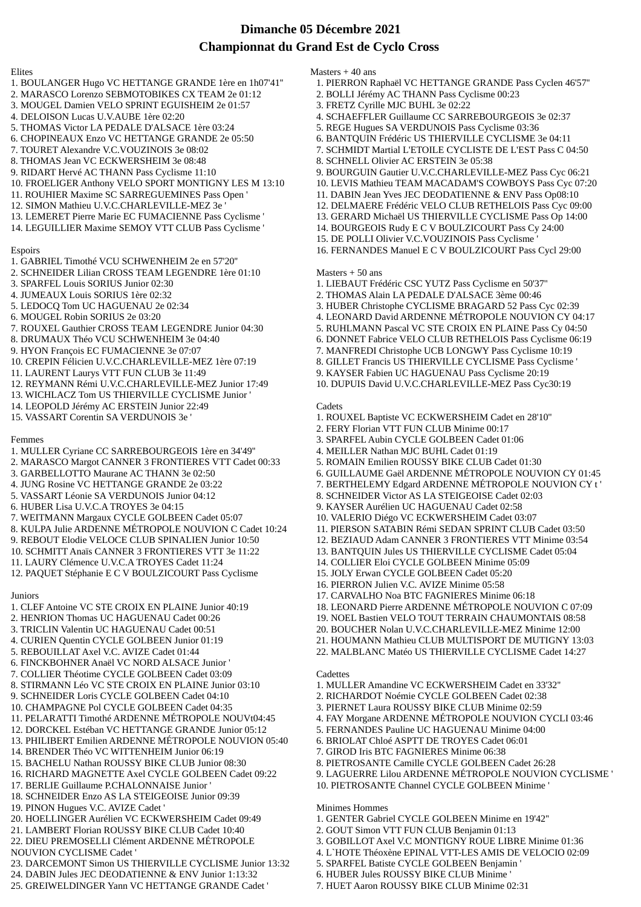# Dimanche 05 Décembre 2021

## Championnat du Grand Est de Cyclo Cross

Elites
1. BOULANGER Hugo VC HETTANGE GRANDE 1ère en 1h07'41"
2. MARASCO Lorenzo SEBMOTOBIKES CX TEAM 2e 01:12
3. MOUGEL Damien VELO SPRINT EGUISHEIM 2e 01:57
4. DELOISON Lucas U.V.AUBE 1ère 02:20
5. THOMAS Victor LA PEDALE D'ALSACE 1ère 03:24
6. CHOPINEAUX Enzo VC HETTANGE GRANDE 2e 05:50
7. TOURET Alexandre V.C.VOUZINOIS 3e 08:02
8. THOMAS Jean VC ECKWERSHEIM 3e 08:48
9. RIDART Hervé AC THANN Pass Cyclisme 11:10
10. FROELIGER Anthony VELO SPORT MONTIGNY LES M 13:10
11. ROUHIER Maxime SC SARREGUEMINES Pass Open '
12. SIMON Mathieu U.V.C.CHARLEVILLE-MEZ 3e '
13. LEMERET Pierre Marie EC FUMACIENNE Pass Cyclisme '
14. LEGUILLIER Maxime SEMOY VTT CLUB Pass Cyclisme '

Espoirs
1. GABRIEL Timothé VCU SCHWENHEIM 2e en 57'20"
2. SCHNEIDER Lilian CROSS TEAM LEGENDRE 1ère 01:10
3. SPARFEL Louis SORIUS Junior 02:30
4. JUMEAUX Louis SORIUS 1ère 02:32
5. LEDOCQ Tom UC HAGUENAU 2e 02:34
6. MOUGEL Robin SORIUS 2e 03:20
7. ROUXEL Gauthier CROSS TEAM LEGENDRE Junior 04:30
8. DRUMAUX Théo VCU SCHWENHEIM 3e 04:40
9. HYON François EC FUMACIENNE 3e 07:07
10. CREPIN Félicien U.V.C.CHARLEVILLE-MEZ 1ère 07:19
11. LAURENT Laurys VTT FUN CLUB 3e 11:49
12. REYMANN Rémi U.V.C.CHARLEVILLE-MEZ Junior 17:49
13. WICHLACZ Tom US THIERVILLE CYCLISME Junior '
14. LEOPOLD Jérémy AC ERSTEIN Junior 22:49
15. VASSART Corentin SA VERDUNOIS 3e '

Femmes
1. MULLER Cyriane CC SARREBOURGEOIS 1ère en 34'49"
2. MARASCO Margot CANNER 3 FRONTIERES VTT Cadet 00:33
3. GARBELLOTTO Maurane AC THANN 3e 02:50
4. JUNG Rosine VC HETTANGE GRANDE 2e 03:22
5. VASSART Léonie SA VERDUNOIS Junior 04:12
6. HUBER Lisa U.V.C.A TROYES 3e 04:15
7. WEITMANN Margaux CYCLE GOLBEEN Cadet 05:07
8. KULPA Julie ARDENNE MÉTROPOLE NOUVION C Cadet 10:24
9. REBOUT Elodie VELOCE CLUB SPINALIEN Junior 10:50
10. SCHMITT Anaïs CANNER 3 FRONTIERES VTT 3e 11:22
11. LAURY Clémence U.V.C.A TROYES Cadet 11:24
12. PAQUET Stéphanie E C V BOULZICOURT Pass Cyclisme

Juniors
1. CLEF Antoine VC STE CROIX EN PLAINE Junior 40:19
2. HENRION Thomas UC HAGUENAU Cadet 00:26
3. TRICLIN Valentin UC HAGUENAU Cadet 00:51
4. CURIEN Quentin CYCLE GOLBEEN Junior 01:19
5. REBOUILLAT Axel V.C. AVIZE Cadet 01:44
6. FINCKBOHNER Anaël VC NORD ALSACE Junior '
7. COLLIER Théotime CYCLE GOLBEEN Cadet 03:09
8. STIRMANN Léo VC STE CROIX EN PLAINE Junior 03:10
9. SCHNEIDER Loris CYCLE GOLBEEN Cadet 04:10
10. CHAMPAGNE Pol CYCLE GOLBEEN Cadet 04:35
11. PELARATTI Timothé ARDENNE MÉTROPOLE NOUVt04:45
12. DORCKEL Estéban VC HETTANGE GRANDE Junior 05:12
13. PHILIBERT Emilien ARDENNE MÉTROPOLE NOUVION 05:40
14. BRENDER Théo VC WITTENHEIM Junior 06:19
15. BACHELU Nathan ROUSSY BIKE CLUB Junior 08:30
16. RICHARD MAGNETTE Axel CYCLE GOLBEEN Cadet 09:22
17. BERLIE Guillaume P.CHALONNAISE Junior '
18. SCHNEIDER Enzo AS LA STEIGEOISE Junior 09:39
19. PINON Hugues V.C. AVIZE Cadet '
20. HOELLINGER Aurélien VC ECKWERSHEIM Cadet 09:49
21. LAMBERT Florian ROUSSY BIKE CLUB Cadet 10:40
22. DIEU PREMOSELLI Clément ARDENNE MÉTROPOLE NOUVION CYCLISME Cadet '
23. DARCEMONT Simon US THIERVILLE CYCLISME Junior 13:32
24. DABIN Jules JEC DEODATIENNE & ENV Junior 1:13:32
25. GREIWELDINGER Yann VC HETTANGE GRANDE Cadet '

Masters + 40 ans
1. PIERRON Raphaël VC HETTANGE GRANDE Pass Cyclen 46'57"
2. BOLLI Jérémy AC THANN Pass Cyclisme 00:23
3. FRETZ Cyrille MJC BUHL 3e 02:22
4. SCHAEFFLER Guillaume CC SARREBOURGEOIS 3e 02:37
5. REGE Hugues SA VERDUNOIS Pass Cyclisme 03:36
6. BANTQUIN Frédéric US THIERVILLE CYCLISME 3e 04:11
7. SCHMIDT Martial L'ETOILE CYCLISTE DE L'EST Pass C 04:50
8. SCHNELL Olivier AC ERSTEIN 3e 05:38
9. BOURGUIN Gautier U.V.C.CHARLEVILLE-MEZ Pass Cyc 06:21
10. LEVIS Mathieu TEAM MACADAM'S COWBOYS Pass Cyc 07:20
11. DABIN Jean Yves JEC DEODATIENNE & ENV Pass Op08:10
12. DELMAERE Frédéric VELO CLUB RETHELOIS Pass Cyc 09:00
13. GERARD Michaël US THIERVILLE CYCLISME Pass Op 14:00
14. BOURGEOIS Rudy E C V BOULZICOURT Pass Cy 24:00
15. DE POLLI Olivier V.C.VOUZINOIS Pass Cyclisme '
16. FERNANDES Manuel E C V BOULZICOURT Pass Cycl 29:00

Masters + 50 ans
1. LIEBAUT Frédéric CSC YUTZ Pass Cyclisme en 50'37"
2. THOMAS Alain LA PEDALE D'ALSACE 3ème 00:46
3. HUBER Christophe CYCLISME BRAGARD 52 Pass Cyc 02:39
4. LEONARD David ARDENNE MÉTROPOLE NOUVION CY 04:17
5. RUHLMANN Pascal VC STE CROIX EN PLAINE Pass Cy 04:50
6. DONNET Fabrice VELO CLUB RETHELOIS Pass Cyclisme 06:19
7. MANFREDI Christophe UCB LONGWY Pass Cyclisme 10:19
8. GILLET Francis US THIERVILLE CYCLISME Pass Cyclisme '
9. KAYSER Fabien UC HAGUENAU Pass Cyclisme 20:19
10. DUPUIS David U.V.C.CHARLEVILLE-MEZ Pass Cyc30:19

Cadets
1. ROUXEL Baptiste VC ECKWERSHEIM Cadet en 28'10"
2. FERY Florian VTT FUN CLUB Minime 00:17
3. SPARFEL Aubin CYCLE GOLBEEN Cadet 01:06
4. MEILLER Nathan MJC BUHL Cadet 01:19
5. ROMAIN Emilien ROUSSY BIKE CLUB Cadet 01:30
6. GUILLAUME Gaël ARDENNE MÉTROPOLE NOUVION CY 01:45
7. BERTHELEMY Edgard ARDENNE MÉTROPOLE NOUVION CY t '
8. SCHNEIDER Victor AS LA STEIGEOISE Cadet 02:03
9. KAYSER Aurélien UC HAGUENAU Cadet 02:58
10. VALERIO Diégo VC ECKWERSHEIM Cadet 03:07
11. PIERSON SATABIN Rémi SEDAN SPRINT CLUB Cadet 03:50
12. BEZIAUD Adam CANNER 3 FRONTIERES VTT Minime 03:54
13. BANTQUIN Jules US THIERVILLE CYCLISME Cadet 05:04
14. COLLIER Eloi CYCLE GOLBEEN Minime 05:09
15. JOLY Erwan CYCLE GOLBEEN Cadet 05:20
16. PIERRON Julien V.C. AVIZE Minime 05:58
17. CARVALHO Noa BTC FAGNIERES Minime 06:18
18. LEONARD Pierre ARDENNE MÉTROPOLE NOUVION C 07:09
19. NOEL Bastien VELO TOUT TERRAIN CHAUMONTAIS 08:58
20. BOUCHER Nolan U.V.C.CHARLEVILLE-MEZ Minime 12:00
21. HOUMANN Mathieu CLUB MULTISPORT DE MUTIGNY 13:03
22. MALBLANC Matéo US THIERVILLE CYCLISME Cadet 14:27

Cadettes
1. MULLER Amandine VC ECKWERSHEIM Cadet en 33'32"
2. RICHARDOT Noémie CYCLE GOLBEEN Cadet 02:38
3. PIERNET Laura ROUSSY BIKE CLUB Minime 02:59
4. FAY Morgane ARDENNE MÉTROPOLE NOUVION CYCLI 03:46
5. FERNANDES Pauline UC HAGUENAU Minime 04:00
6. BRIOLAT Chloé ASPTT DE TROYES Cadet 06:01
7. GIROD Iris BTC FAGNIERES Minime 06:38
8. PIETROSANTE Camille CYCLE GOLBEEN Cadet 26:28
9. LAGUERRE Lilou ARDENNE MÉTROPOLE NOUVION CYCLISME '
10. PIETROSANTE Channel CYCLE GOLBEEN Minime '

Minimes Hommes
1. GENTER Gabriel CYCLE GOLBEEN Minime en 19'42"
2. GOUT Simon VTT FUN CLUB Benjamin 01:13
3. GOBILLOT Axel V.C MONTIGNY ROUE LIBRE Minime 01:36
4. L`HOTE Théoxène EPINAL VTT-LES AMIS DE VELOCIO 02:09
5. SPARFEL Batiste CYCLE GOLBEEN Benjamin '
6. HUBER Jules ROUSSY BIKE CLUB Minime '
7. HUET Aaron ROUSSY BIKE CLUB Minime 02:31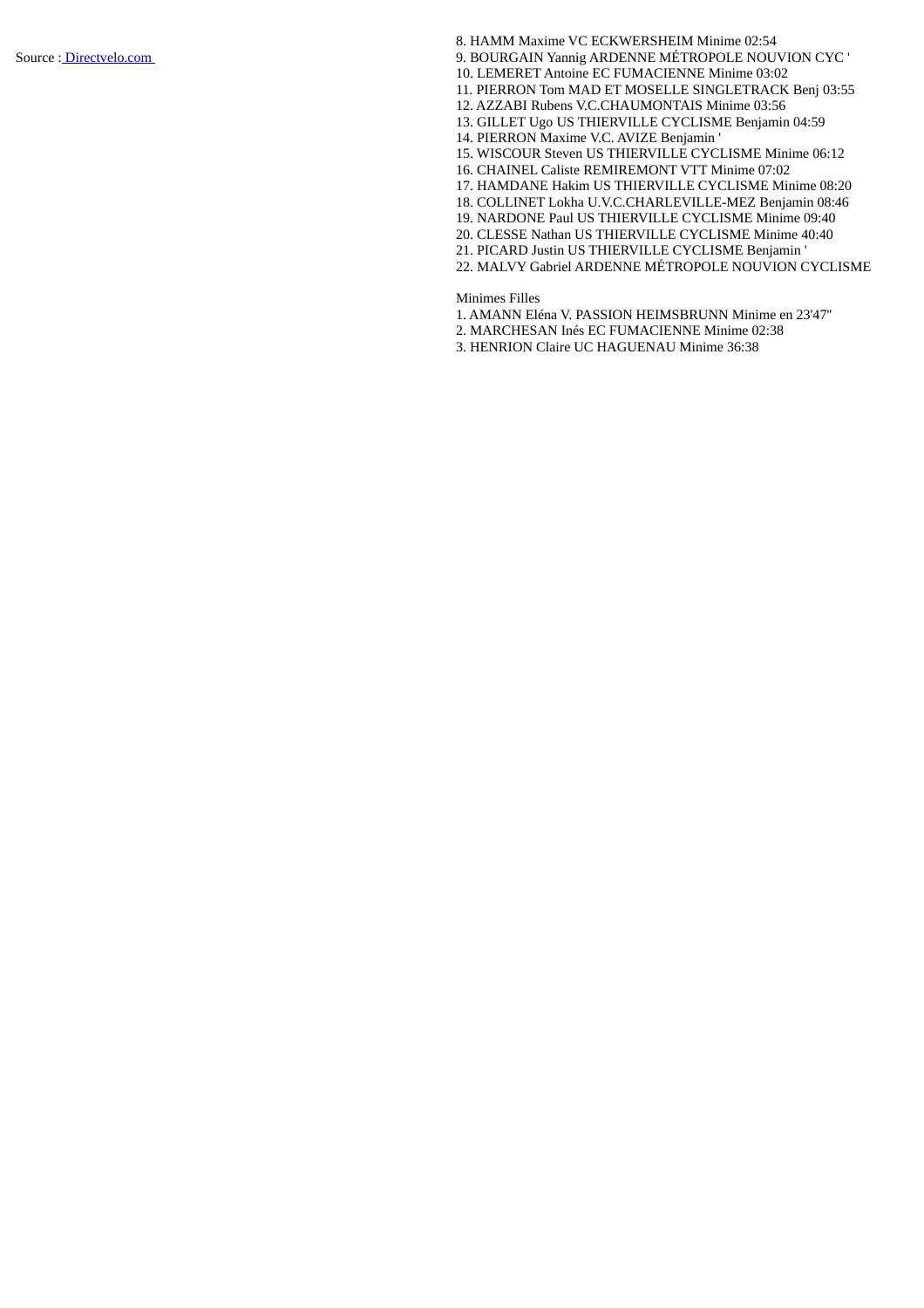Source : [Directvelo.com](Directvelo.com)

8. HAMM Maxime VC ECKWERSHEIM Minime 02:54
9. BOURGAIN Yannig ARDENNE MÉTROPOLE NOUVION CYC '
10. LEMERET Antoine EC FUMACIENNE Minime 03:02
11. PIERRON Tom MAD ET MOSELLE SINGLETRACK Benj 03:55
12. AZZABI Rubens V.C.CHAUMONTAIS Minime 03:56
13. GILLET Ugo US THIERVILLE CYCLISME Benjamin 04:59
14. PIERRON Maxime V.C. AVIZE Benjamin '
15. WISCOUR Steven US THIERVILLE CYCLISME Minime 06:12
16. CHAINEL Caliste REMIREMONT VTT Minime 07:02
17. HAMDANE Hakim US THIERVILLE CYCLISME Minime 08:20
18. COLLINET Lokha U.V.C.CHARLEVILLE-MEZ Benjamin 08:46
19. NARDONE Paul US THIERVILLE CYCLISME Minime 09:40
20. CLESSE Nathan US THIERVILLE CYCLISME Minime 40:40
21. PICARD Justin US THIERVILLE CYCLISME Benjamin '
22. MALVY Gabriel ARDENNE MÉTROPOLE NOUVION CYCLISME

Minimes Filles

1. AMANN Eléna V. PASSION HEIMSBRUNN Minime en 23'47"
2. MARCHESAN Inés EC FUMACIENNE Minime 02:38
3. HENRION Claire UC HAGUENAU Minime 36:38